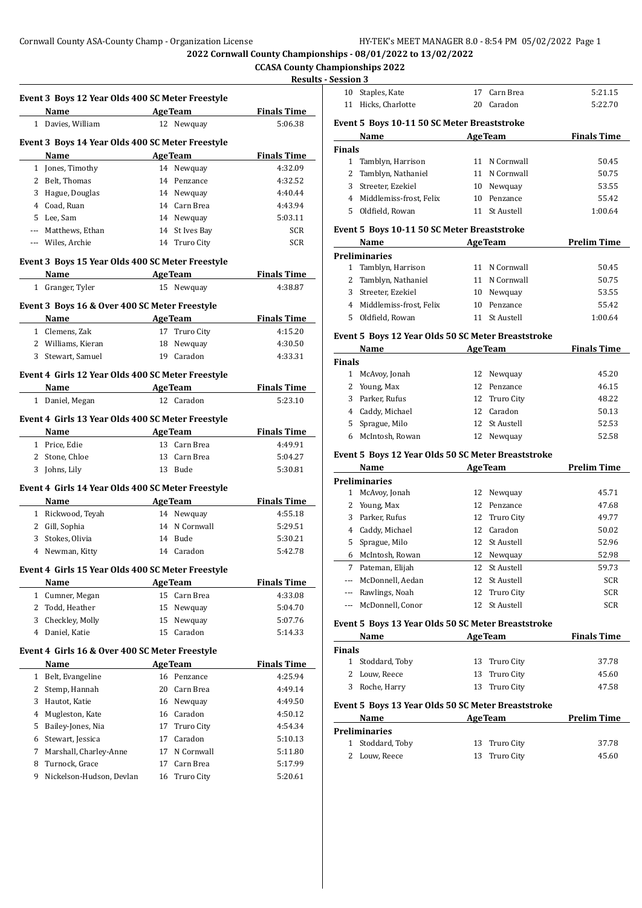**2022 Cornwall County Championships - 08/01/2022 to 13/02/2022**

**CCASA County Championships 2022**

**Results - Session 3**

### Event 3 Boys 12 Year Olds 400 SC Meter Freestyle

| | Name | Age | Team | Finals Time |
|---|---|---|---|---|
| 1 | Davies, William | 12 | Newquay | 5:06.38 |

### Event 3 Boys 14 Year Olds 400 SC Meter Freestyle

| | Name | Age | Team | Finals Time |
|---|---|---|---|---|
| 1 | Jones, Timothy | 14 | Newquay | 4:32.09 |
| 2 | Belt, Thomas | 14 | Penzance | 4:32.52 |
| 3 | Hague, Douglas | 14 | Newquay | 4:40.44 |
| 4 | Coad, Ruan | 14 | Carn Brea | 4:43.94 |
| 5 | Lee, Sam | 14 | Newquay | 5:03.11 |
| --- | Matthews, Ethan | 14 | St Ives Bay | SCR |
| --- | Wiles, Archie | 14 | Truro City | SCR |

### Event 3 Boys 15 Year Olds 400 SC Meter Freestyle

| | Name | Age | Team | Finals Time |
|---|---|---|---|---|
| 1 | Granger, Tyler | 15 | Newquay | 4:38.87 |

### Event 3 Boys 16 & Over 400 SC Meter Freestyle

| | Name | Age | Team | Finals Time |
|---|---|---|---|---|
| 1 | Clemens, Zak | 17 | Truro City | 4:15.20 |
| 2 | Williams, Kieran | 18 | Newquay | 4:30.50 |
| 3 | Stewart, Samuel | 19 | Caradon | 4:33.31 |

### Event 4 Girls 12 Year Olds 400 SC Meter Freestyle

| | Name | Age | Team | Finals Time |
|---|---|---|---|---|
| 1 | Daniel, Megan | 12 | Caradon | 5:23.10 |

### Event 4 Girls 13 Year Olds 400 SC Meter Freestyle

| | Name | Age | Team | Finals Time |
|---|---|---|---|---|
| 1 | Price, Edie | 13 | Carn Brea | 4:49.91 |
| 2 | Stone, Chloe | 13 | Carn Brea | 5:04.27 |
| 3 | Johns, Lily | 13 | Bude | 5:30.81 |

### Event 4 Girls 14 Year Olds 400 SC Meter Freestyle

| | Name | Age | Team | Finals Time |
|---|---|---|---|---|
| 1 | Rickwood, Teyah | 14 | Newquay | 4:55.18 |
| 2 | Gill, Sophia | 14 | N Cornwall | 5:29.51 |
| 3 | Stokes, Olivia | 14 | Bude | 5:30.21 |
| 4 | Newman, Kitty | 14 | Caradon | 5:42.78 |

### Event 4 Girls 15 Year Olds 400 SC Meter Freestyle

| | Name | Age | Team | Finals Time |
|---|---|---|---|---|
| 1 | Cumner, Megan | 15 | Carn Brea | 4:33.08 |
| 2 | Todd, Heather | 15 | Newquay | 5:04.70 |
| 3 | Checkley, Molly | 15 | Newquay | 5:07.76 |
| 4 | Daniel, Katie | 15 | Caradon | 5:14.33 |

### Event 4 Girls 16 & Over 400 SC Meter Freestyle

| | Name | Age | Team | Finals Time |
|---|---|---|---|---|
| 1 | Belt, Evangeline | 16 | Penzance | 4:25.94 |
| 2 | Stemp, Hannah | 20 | Carn Brea | 4:49.14 |
| 3 | Hautot, Katie | 16 | Newquay | 4:49.50 |
| 4 | Mugleston, Kate | 16 | Caradon | 4:50.12 |
| 5 | Bailey-Jones, Nia | 17 | Truro City | 4:54.34 |
| 6 | Stewart, Jessica | 17 | Caradon | 5:10.13 |
| 7 | Marshall, Charley-Anne | 17 | N Cornwall | 5:11.80 |
| 8 | Turnock, Grace | 17 | Carn Brea | 5:17.99 |
| 9 | Nickelson-Hudson, Devlan | 16 | Truro City | 5:20.61 |
| 10 | Staples, Kate | 17 | Carn Brea | 5:21.15 |
| 11 | Hicks, Charlotte | 20 | Caradon | 5:22.70 |

### Event 5 Boys 10-11 50 SC Meter Breaststroke

| | Name | Age | Team | Finals Time |
|---|---|---|---|---|
| **Finals** | | | | |
| 1 | Tamblyn, Harrison | 11 | N Cornwall | 50.45 |
| 2 | Tamblyn, Nathaniel | 11 | N Cornwall | 50.75 |
| 3 | Streeter, Ezekiel | 10 | Newquay | 53.55 |
| 4 | Middlemiss-frost, Felix | 10 | Penzance | 55.42 |
| 5 | Oldfield, Rowan | 11 | St Austell | 1:00.64 |

### Event 5 Boys 10-11 50 SC Meter Breaststroke

| | Name | Age | Team | Prelim Time |
|---|---|---|---|---|
| **Preliminaries** | | | | |
| 1 | Tamblyn, Harrison | 11 | N Cornwall | 50.45 |
| 2 | Tamblyn, Nathaniel | 11 | N Cornwall | 50.75 |
| 3 | Streeter, Ezekiel | 10 | Newquay | 53.55 |
| 4 | Middlemiss-frost, Felix | 10 | Penzance | 55.42 |
| 5 | Oldfield, Rowan | 11 | St Austell | 1:00.64 |

### Event 5 Boys 12 Year Olds 50 SC Meter Breaststroke

| | Name | Age | Team | Finals Time |
|---|---|---|---|---|
| **Finals** | | | | |
| 1 | McAvoy, Jonah | 12 | Newquay | 45.20 |
| 2 | Young, Max | 12 | Penzance | 46.15 |
| 3 | Parker, Rufus | 12 | Truro City | 48.22 |
| 4 | Caddy, Michael | 12 | Caradon | 50.13 |
| 5 | Sprague, Milo | 12 | St Austell | 52.53 |
| 6 | McIntosh, Rowan | 12 | Newquay | 52.58 |

### Event 5 Boys 12 Year Olds 50 SC Meter Breaststroke

| | Name | Age | Team | Prelim Time |
|---|---|---|---|---|
| **Preliminaries** | | | | |
| 1 | McAvoy, Jonah | 12 | Newquay | 45.71 |
| 2 | Young, Max | 12 | Penzance | 47.68 |
| 3 | Parker, Rufus | 12 | Truro City | 49.77 |
| 4 | Caddy, Michael | 12 | Caradon | 50.02 |
| 5 | Sprague, Milo | 12 | St Austell | 52.96 |
| 6 | McIntosh, Rowan | 12 | Newquay | 52.98 |
| 7 | Pateman, Elijah | 12 | St Austell | 59.73 |
| --- | McDonnell, Aedan | 12 | St Austell | SCR |
| --- | Rawlings, Noah | 12 | Truro City | SCR |
| --- | McDonnell, Conor | 12 | St Austell | SCR |

### Event 5 Boys 13 Year Olds 50 SC Meter Breaststroke

| | Name | Age | Team | Finals Time |
|---|---|---|---|---|
| **Finals** | | | | |
| 1 | Stoddard, Toby | 13 | Truro City | 37.78 |
| 2 | Louw, Reece | 13 | Truro City | 45.60 |
| 3 | Roche, Harry | 13 | Truro City | 47.58 |

### Event 5 Boys 13 Year Olds 50 SC Meter Breaststroke

| | Name | Age | Team | Prelim Time |
|---|---|---|---|---|
| **Preliminaries** | | | | |
| 1 | Stoddard, Toby | 13 | Truro City | 37.78 |
| 2 | Louw, Reece | 13 | Truro City | 45.60 |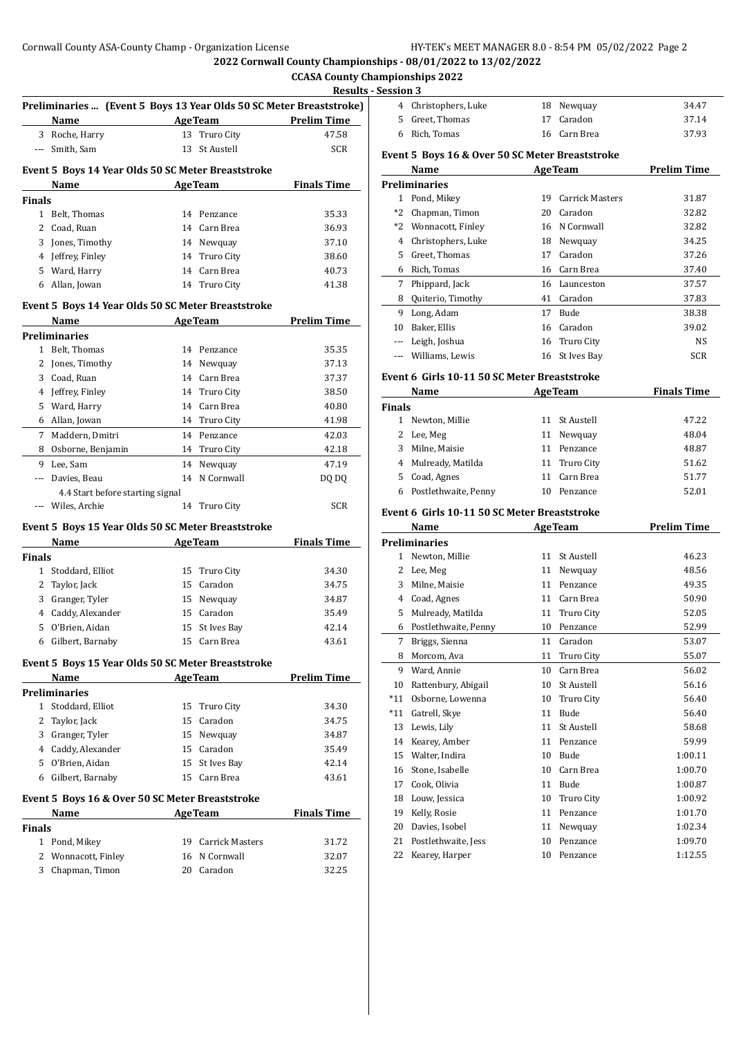**2022 Cornwall County Championships - 08/01/2022 to 13/02/2022**

**CCASA County Championships 2022**

**Results - Session 3**

### Preliminaries ... (Event 5 Boys 13 Year Olds 50 SC Meter Breaststroke)

| | Name | Age | Team | Prelim Time |
|---|---|---|---|---|
| 3 | Roche, Harry | 13 | Truro City | 47.58 |
| --- | Smith, Sam | 13 | St Austell | SCR |

### Event 5 Boys 14 Year Olds 50 SC Meter Breaststroke

| | Name | Age | Team | Finals Time |
|---|---|---|---|---|
| **Finals** | | | | |
| 1 | Belt, Thomas | 14 | Penzance | 35.33 |
| 2 | Coad, Ruan | 14 | Carn Brea | 36.93 |
| 3 | Jones, Timothy | 14 | Newquay | 37.10 |
| 4 | Jeffrey, Finley | 14 | Truro City | 38.60 |
| 5 | Ward, Harry | 14 | Carn Brea | 40.73 |
| 6 | Allan, Jowan | 14 | Truro City | 41.38 |

### Event 5 Boys 14 Year Olds 50 SC Meter Breaststroke

| | Name | Age | Team | Prelim Time |
|---|---|---|---|---|
| **Preliminaries** | | | | |
| 1 | Belt, Thomas | 14 | Penzance | 35.35 |
| 2 | Jones, Timothy | 14 | Newquay | 37.13 |
| 3 | Coad, Ruan | 14 | Carn Brea | 37.37 |
| 4 | Jeffrey, Finley | 14 | Truro City | 38.50 |
| 5 | Ward, Harry | 14 | Carn Brea | 40.80 |
| 6 | Allan, Jowan | 14 | Truro City | 41.98 |
| 7 | Maddern, Dmitri | 14 | Penzance | 42.03 |
| 8 | Osborne, Benjamin | 14 | Truro City | 42.18 |
| 9 | Lee, Sam | 14 | Newquay | 47.19 |
| --- | Davies, Beau | 14 | N Cornwall | DQ DQ |
| | 4.4 Start before starting signal | | | |
| --- | Wiles, Archie | 14 | Truro City | SCR |

### Event 5 Boys 15 Year Olds 50 SC Meter Breaststroke

| | Name | Age | Team | Finals Time |
|---|---|---|---|---|
| **Finals** | | | | |
| 1 | Stoddard, Elliot | 15 | Truro City | 34.30 |
| 2 | Taylor, Jack | 15 | Caradon | 34.75 |
| 3 | Granger, Tyler | 15 | Newquay | 34.87 |
| 4 | Caddy, Alexander | 15 | Caradon | 35.49 |
| 5 | O'Brien, Aidan | 15 | St Ives Bay | 42.14 |
| 6 | Gilbert, Barnaby | 15 | Carn Brea | 43.61 |

### Event 5 Boys 15 Year Olds 50 SC Meter Breaststroke

| | Name | Age | Team | Prelim Time |
|---|---|---|---|---|
| **Preliminaries** | | | | |
| 1 | Stoddard, Elliot | 15 | Truro City | 34.30 |
| 2 | Taylor, Jack | 15 | Caradon | 34.75 |
| 3 | Granger, Tyler | 15 | Newquay | 34.87 |
| 4 | Caddy, Alexander | 15 | Caradon | 35.49 |
| 5 | O'Brien, Aidan | 15 | St Ives Bay | 42.14 |
| 6 | Gilbert, Barnaby | 15 | Carn Brea | 43.61 |

### Event 5 Boys 16 & Over 50 SC Meter Breaststroke

| | Name | Age | Team | Finals Time |
|---|---|---|---|---|
| **Finals** | | | | |
| 1 | Pond, Mikey | 19 | Carrick Masters | 31.72 |
| 2 | Wonnacott, Finley | 16 | N Cornwall | 32.07 |
| 3 | Chapman, Timon | 20 | Caradon | 32.25 |
| 4 | Christophers, Luke | 18 | Newquay | 34.47 |
| 5 | Greet, Thomas | 17 | Caradon | 37.14 |
| 6 | Rich, Tomas | 16 | Carn Brea | 37.93 |

### Event 5 Boys 16 & Over 50 SC Meter Breaststroke

| | Name | Age | Team | Prelim Time |
|---|---|---|---|---|
| **Preliminaries** | | | | |
| 1 | Pond, Mikey | 19 | Carrick Masters | 31.87 |
| *2 | Chapman, Timon | 20 | Caradon | 32.82 |
| *2 | Wonnacott, Finley | 16 | N Cornwall | 32.82 |
| 4 | Christophers, Luke | 18 | Newquay | 34.25 |
| 5 | Greet, Thomas | 17 | Caradon | 37.26 |
| 6 | Rich, Tomas | 16 | Carn Brea | 37.40 |
| 7 | Phippard, Jack | 16 | Launceston | 37.57 |
| 8 | Quiterio, Timothy | 41 | Caradon | 37.83 |
| 9 | Long, Adam | 17 | Bude | 38.38 |
| 10 | Baker, Ellis | 16 | Caradon | 39.02 |
| --- | Leigh, Joshua | 16 | Truro City | NS |
| --- | Williams, Lewis | 16 | St Ives Bay | SCR |

### Event 6 Girls 10-11 50 SC Meter Breaststroke

| | Name | Age | Team | Finals Time |
|---|---|---|---|---|
| **Finals** | | | | |
| 1 | Newton, Millie | 11 | St Austell | 47.22 |
| 2 | Lee, Meg | 11 | Newquay | 48.04 |
| 3 | Milne, Maisie | 11 | Penzance | 48.87 |
| 4 | Mulready, Matilda | 11 | Truro City | 51.62 |
| 5 | Coad, Agnes | 11 | Carn Brea | 51.77 |
| 6 | Postlethwaite, Penny | 10 | Penzance | 52.01 |

### Event 6 Girls 10-11 50 SC Meter Breaststroke

| | Name | Age | Team | Prelim Time |
|---|---|---|---|---|
| **Preliminaries** | | | | |
| 1 | Newton, Millie | 11 | St Austell | 46.23 |
| 2 | Lee, Meg | 11 | Newquay | 48.56 |
| 3 | Milne, Maisie | 11 | Penzance | 49.35 |
| 4 | Coad, Agnes | 11 | Carn Brea | 50.90 |
| 5 | Mulready, Matilda | 11 | Truro City | 52.05 |
| 6 | Postlethwaite, Penny | 10 | Penzance | 52.99 |
| 7 | Briggs, Sienna | 11 | Caradon | 53.07 |
| 8 | Morcom, Ava | 11 | Truro City | 55.07 |
| 9 | Ward, Annie | 10 | Carn Brea | 56.02 |
| 10 | Rattenbury, Abigail | 10 | St Austell | 56.16 |
| *11 | Osborne, Lowenna | 10 | Truro City | 56.40 |
| *11 | Gatrell, Skye | 11 | Bude | 56.40 |
| 13 | Lewis, Lily | 11 | St Austell | 58.68 |
| 14 | Kearey, Amber | 11 | Penzance | 59.99 |
| 15 | Walter, Indira | 10 | Bude | 1:00.11 |
| 16 | Stone, Isabelle | 10 | Carn Brea | 1:00.70 |
| 17 | Cook, Olivia | 11 | Bude | 1:00.87 |
| 18 | Louw, Jessica | 10 | Truro City | 1:00.92 |
| 19 | Kelly, Rosie | 11 | Penzance | 1:01.70 |
| 20 | Davies, Isobel | 11 | Newquay | 1:02.34 |
| 21 | Postlethwaite, Jess | 10 | Penzance | 1:09.70 |
| 22 | Kearey, Harper | 10 | Penzance | 1:12.55 |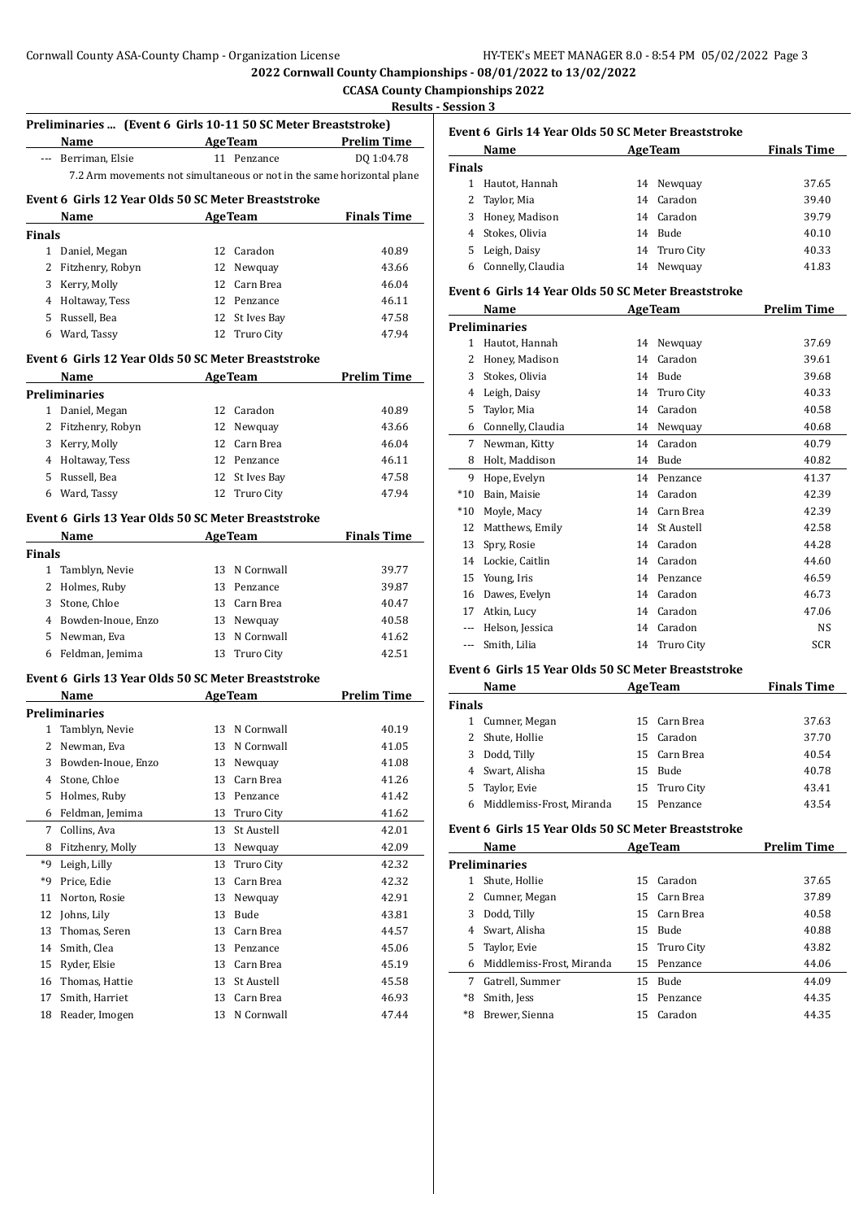2022 Cornwall County Championships - 08/01/2022 to 13/02/2022

CCASA County Championships 2022

Results - Session 3

### Preliminaries ... (Event 6 Girls 10-11 50 SC Meter Breaststroke)

| | Name | Age | Team | Prelim Time |
|---|---|---|---|---|
| --- | Berriman, Elsie | 11 | Penzance | DQ 1:04.78 |
| | 7.2 Arm movements not simultaneous or not in the same horizontal plane | | | |

### Event 6 Girls 12 Year Olds 50 SC Meter Breaststroke

| | Name | Age | Team | Finals Time |
|---|---|---|---|---|
| **Finals** | | | | |
| 1 | Daniel, Megan | 12 | Caradon | 40.89 |
| 2 | Fitzhenry, Robyn | 12 | Newquay | 43.66 |
| 3 | Kerry, Molly | 12 | Carn Brea | 46.04 |
| 4 | Holtaway, Tess | 12 | Penzance | 46.11 |
| 5 | Russell, Bea | 12 | St Ives Bay | 47.58 |
| 6 | Ward, Tassy | 12 | Truro City | 47.94 |

### Event 6 Girls 12 Year Olds 50 SC Meter Breaststroke

| | Name | Age | Team | Prelim Time |
|---|---|---|---|---|
| **Preliminaries** | | | | |
| 1 | Daniel, Megan | 12 | Caradon | 40.89 |
| 2 | Fitzhenry, Robyn | 12 | Newquay | 43.66 |
| 3 | Kerry, Molly | 12 | Carn Brea | 46.04 |
| 4 | Holtaway, Tess | 12 | Penzance | 46.11 |
| 5 | Russell, Bea | 12 | St Ives Bay | 47.58 |
| 6 | Ward, Tassy | 12 | Truro City | 47.94 |

### Event 6 Girls 13 Year Olds 50 SC Meter Breaststroke

| | Name | Age | Team | Finals Time |
|---|---|---|---|---|
| **Finals** | | | | |
| 1 | Tamblyn, Nevie | 13 | N Cornwall | 39.77 |
| 2 | Holmes, Ruby | 13 | Penzance | 39.87 |
| 3 | Stone, Chloe | 13 | Carn Brea | 40.47 |
| 4 | Bowden-Inoue, Enzo | 13 | Newquay | 40.58 |
| 5 | Newman, Eva | 13 | N Cornwall | 41.62 |
| 6 | Feldman, Jemima | 13 | Truro City | 42.51 |

### Event 6 Girls 13 Year Olds 50 SC Meter Breaststroke

| | Name | Age | Team | Prelim Time |
|---|---|---|---|---|
| **Preliminaries** | | | | |
| 1 | Tamblyn, Nevie | 13 | N Cornwall | 40.19 |
| 2 | Newman, Eva | 13 | N Cornwall | 41.05 |
| 3 | Bowden-Inoue, Enzo | 13 | Newquay | 41.08 |
| 4 | Stone, Chloe | 13 | Carn Brea | 41.26 |
| 5 | Holmes, Ruby | 13 | Penzance | 41.42 |
| 6 | Feldman, Jemima | 13 | Truro City | 41.62 |
| 7 | Collins, Ava | 13 | St Austell | 42.01 |
| 8 | Fitzhenry, Molly | 13 | Newquay | 42.09 |
| *9 | Leigh, Lilly | 13 | Truro City | 42.32 |
| *9 | Price, Edie | 13 | Carn Brea | 42.32 |
| 11 | Norton, Rosie | 13 | Newquay | 42.91 |
| 12 | Johns, Lily | 13 | Bude | 43.81 |
| 13 | Thomas, Seren | 13 | Carn Brea | 44.57 |
| 14 | Smith, Clea | 13 | Penzance | 45.06 |
| 15 | Ryder, Elsie | 13 | Carn Brea | 45.19 |
| 16 | Thomas, Hattie | 13 | St Austell | 45.58 |
| 17 | Smith, Harriet | 13 | Carn Brea | 46.93 |
| 18 | Reader, Imogen | 13 | N Cornwall | 47.44 |

### Event 6 Girls 14 Year Olds 50 SC Meter Breaststroke

| | Name | Age | Team | Finals Time |
|---|---|---|---|---|
| **Finals** | | | | |
| 1 | Hautot, Hannah | 14 | Newquay | 37.65 |
| 2 | Taylor, Mia | 14 | Caradon | 39.40 |
| 3 | Honey, Madison | 14 | Caradon | 39.79 |
| 4 | Stokes, Olivia | 14 | Bude | 40.10 |
| 5 | Leigh, Daisy | 14 | Truro City | 40.33 |
| 6 | Connelly, Claudia | 14 | Newquay | 41.83 |

### Event 6 Girls 14 Year Olds 50 SC Meter Breaststroke

| | Name | Age | Team | Prelim Time |
|---|---|---|---|---|
| **Preliminaries** | | | | |
| 1 | Hautot, Hannah | 14 | Newquay | 37.69 |
| 2 | Honey, Madison | 14 | Caradon | 39.61 |
| 3 | Stokes, Olivia | 14 | Bude | 39.68 |
| 4 | Leigh, Daisy | 14 | Truro City | 40.33 |
| 5 | Taylor, Mia | 14 | Caradon | 40.58 |
| 6 | Connelly, Claudia | 14 | Newquay | 40.68 |
| 7 | Newman, Kitty | 14 | Caradon | 40.79 |
| 8 | Holt, Maddison | 14 | Bude | 40.82 |
| 9 | Hope, Evelyn | 14 | Penzance | 41.37 |
| *10 | Bain, Maisie | 14 | Caradon | 42.39 |
| *10 | Moyle, Macy | 14 | Carn Brea | 42.39 |
| 12 | Matthews, Emily | 14 | St Austell | 42.58 |
| 13 | Spry, Rosie | 14 | Caradon | 44.28 |
| 14 | Lockie, Caitlin | 14 | Caradon | 44.60 |
| 15 | Young, Iris | 14 | Penzance | 46.59 |
| 16 | Dawes, Evelyn | 14 | Caradon | 46.73 |
| 17 | Atkin, Lucy | 14 | Caradon | 47.06 |
| --- | Helson, Jessica | 14 | Caradon | NS |
| --- | Smith, Lilia | 14 | Truro City | SCR |

### Event 6 Girls 15 Year Olds 50 SC Meter Breaststroke

| | Name | Age | Team | Finals Time |
|---|---|---|---|---|
| **Finals** | | | | |
| 1 | Cumner, Megan | 15 | Carn Brea | 37.63 |
| 2 | Shute, Hollie | 15 | Caradon | 37.70 |
| 3 | Dodd, Tilly | 15 | Carn Brea | 40.54 |
| 4 | Swart, Alisha | 15 | Bude | 40.78 |
| 5 | Taylor, Evie | 15 | Truro City | 43.41 |
| 6 | Middlemiss-Frost, Miranda | 15 | Penzance | 43.54 |

### Event 6 Girls 15 Year Olds 50 SC Meter Breaststroke

| | Name | Age | Team | Prelim Time |
|---|---|---|---|---|
| **Preliminaries** | | | | |
| 1 | Shute, Hollie | 15 | Caradon | 37.65 |
| 2 | Cumner, Megan | 15 | Carn Brea | 37.89 |
| 3 | Dodd, Tilly | 15 | Carn Brea | 40.58 |
| 4 | Swart, Alisha | 15 | Bude | 40.88 |
| 5 | Taylor, Evie | 15 | Truro City | 43.82 |
| 6 | Middlemiss-Frost, Miranda | 15 | Penzance | 44.06 |
| 7 | Gatrell, Summer | 15 | Bude | 44.09 |
| *8 | Smith, Jess | 15 | Penzance | 44.35 |
| *8 | Brewer, Sienna | 15 | Caradon | 44.35 |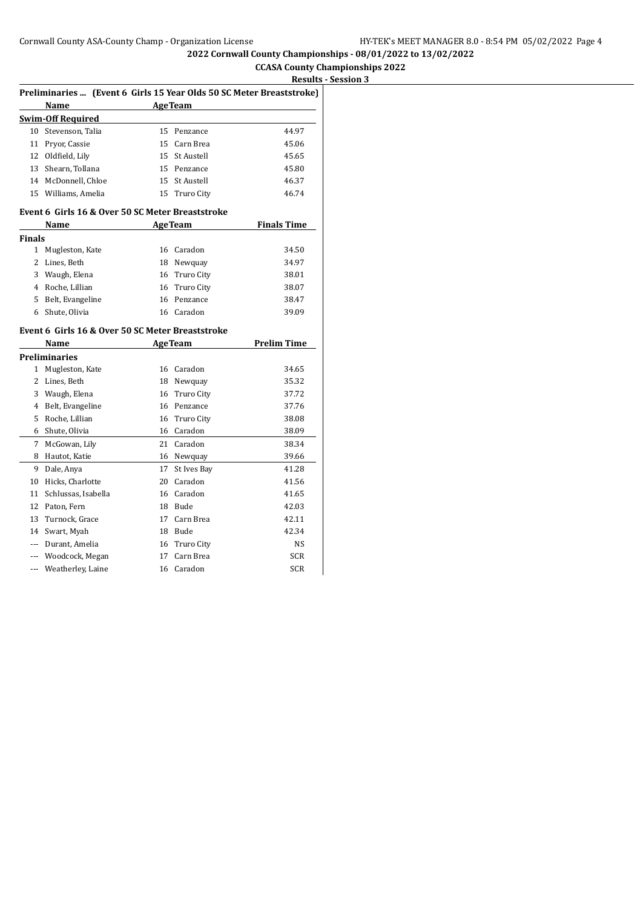**2022 Cornwall County Championships - 08/01/2022 to 13/02/2022**

**CCASA County Championships 2022**

**Results - Session 3**

### Preliminaries ... (Event 6 Girls 15 Year Olds 50 SC Meter Breaststroke)

| | Name | Age | Team | |
|---|---|---|---|---|
| **Swim-Off Required** | | | | |
| 10 | Stevenson, Talia | 15 | Penzance | 44.97 |
| 11 | Pryor, Cassie | 15 | Carn Brea | 45.06 |
| 12 | Oldfield, Lily | 15 | St Austell | 45.65 |
| 13 | Shearn, Tollana | 15 | Penzance | 45.80 |
| 14 | McDonnell, Chloe | 15 | St Austell | 46.37 |
| 15 | Williams, Amelia | 15 | Truro City | 46.74 |

### Event 6 Girls 16 & Over 50 SC Meter Breaststroke

| | Name | Age | Team | Finals Time |
|---|---|---|---|---|
| **Finals** | | | | |
| 1 | Mugleston, Kate | 16 | Caradon | 34.50 |
| 2 | Lines, Beth | 18 | Newquay | 34.97 |
| 3 | Waugh, Elena | 16 | Truro City | 38.01 |
| 4 | Roche, Lillian | 16 | Truro City | 38.07 |
| 5 | Belt, Evangeline | 16 | Penzance | 38.47 |
| 6 | Shute, Olivia | 16 | Caradon | 39.09 |

### Event 6 Girls 16 & Over 50 SC Meter Breaststroke

| | Name | Age | Team | Prelim Time |
|---|---|---|---|---|
| **Preliminaries** | | | | |
| 1 | Mugleston, Kate | 16 | Caradon | 34.65 |
| 2 | Lines, Beth | 18 | Newquay | 35.32 |
| 3 | Waugh, Elena | 16 | Truro City | 37.72 |
| 4 | Belt, Evangeline | 16 | Penzance | 37.76 |
| 5 | Roche, Lillian | 16 | Truro City | 38.08 |
| 6 | Shute, Olivia | 16 | Caradon | 38.09 |
| 7 | McGowan, Lily | 21 | Caradon | 38.34 |
| 8 | Hautot, Katie | 16 | Newquay | 39.66 |
| 9 | Dale, Anya | 17 | St Ives Bay | 41.28 |
| 10 | Hicks, Charlotte | 20 | Caradon | 41.56 |
| 11 | Schlussas, Isabella | 16 | Caradon | 41.65 |
| 12 | Paton, Fern | 18 | Bude | 42.03 |
| 13 | Turnock, Grace | 17 | Carn Brea | 42.11 |
| 14 | Swart, Myah | 18 | Bude | 42.34 |
| --- | Durant, Amelia | 16 | Truro City | NS |
| --- | Woodcock, Megan | 17 | Carn Brea | SCR |
| --- | Weatherley, Laine | 16 | Caradon | SCR |